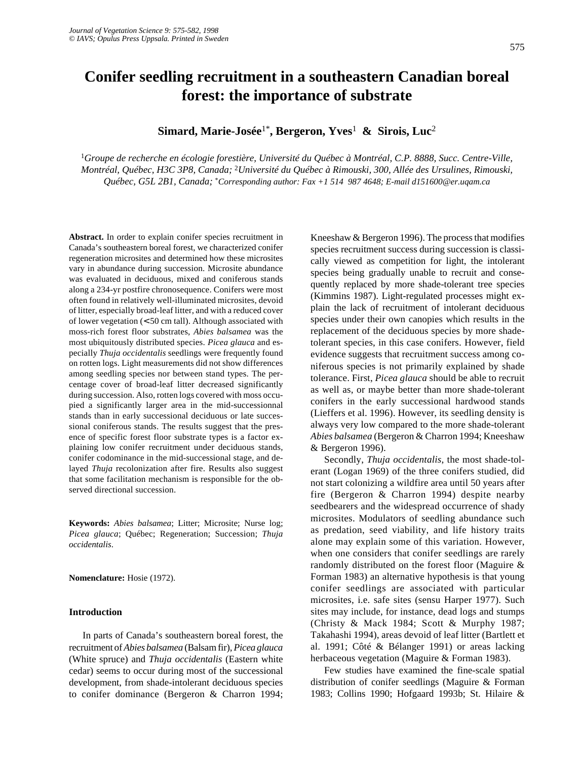# Conifer seedling recruitment in a southeastern Canadian boreal forest: the importance of substrate

**Simard, Marie-Josée[1*], Bergeron, Yves[1] & Sirois, Luc[2]**

[1]*Groupe de recherche en écologie forestière, Université du Québec à Montréal, C.P. 8888, Succ. Centre-Ville, Montréal, Québec, H3C 3P8, Canada;* [2]*Université du Québec à Rimouski, 300, Allée des Ursulines, Rimouski, Québec, G5L 2B1, Canada;* [*]*Corresponding author: Fax +1 514 987 4648; E-mail d151600@er.uqam.ca*

**Abstract.** In order to explain conifer species recruitment in Canada's southeastern boreal forest, we characterized conifer regeneration microsites and determined how these microsites vary in abundance during succession. Microsite abundance was evaluated in deciduous, mixed and coniferous stands along a 234-yr postfire chronosequence. Conifers were most often found in relatively well-illuminated microsites, devoid of litter, especially broad-leaf litter, and with a reduced cover of lower vegetation (< 50 cm tall). Although associated with moss-rich forest floor substrates, *Abies balsamea* was the most ubiquitously distributed species. *Picea glauca* and especially *Thuja occidentalis* seedlings were frequently found on rotten logs. Light measurements did not show differences among seedling species nor between stand types. The percentage cover of broad-leaf litter decreased significantly during succession. Also, rotten logs covered with moss occupied a significantly larger area in the mid-successionnal stands than in early successional deciduous or late successional coniferous stands. The results suggest that the presence of specific forest floor substrate types is a factor explaining low conifer recruitment under deciduous stands, conifer codominance in the mid-successional stage, and delayed *Thuja* recolonization after fire. Results also suggest that some facilitation mechanism is responsible for the observed directional succession.

**Keywords:** *Abies balsamea*; Litter; Microsite; Nurse log; *Picea glauca*; Québec; Regeneration; Succession; *Thuja occidentalis*.

**Nomenclature:** Hosie (1972).

## Introduction

In parts of Canada's southeastern boreal forest, the recruitment of *Abies balsamea* (Balsam fir), *Picea glauca* (White spruce) and *Thuja occidentalis* (Eastern white cedar) seems to occur during most of the successional development, from shade-intolerant deciduous species to conifer dominance (Bergeron & Charron 1994; Kneeshaw & Bergeron 1996). The process that modifies species recruitment success during succession is classically viewed as competition for light, the intolerant species being gradually unable to recruit and consequently replaced by more shade-tolerant tree species (Kimmins 1987). Light-regulated processes might explain the lack of recruitment of intolerant deciduous species under their own canopies which results in the replacement of the deciduous species by more shade-tolerant species, in this case conifers. However, field evidence suggests that recruitment success among coniferous species is not primarily explained by shade tolerance. First, *Picea glauca* should be able to recruit as well as, or maybe better than more shade-tolerant conifers in the early successional hardwood stands (Lieffers et al. 1996). However, its seedling density is always very low compared to the more shade-tolerant *Abies balsamea* (Bergeron & Charron 1994; Kneeshaw & Bergeron 1996).

Secondly, *Thuja occidentalis*, the most shade-tolerant (Logan 1969) of the three conifers studied, did not start colonizing a wildfire area until 50 years after fire (Bergeron & Charron 1994) despite nearby seedbearers and the widespread occurrence of shady microsites. Modulators of seedling abundance such as predation, seed viability, and life history traits alone may explain some of this variation. However, when one considers that conifer seedlings are rarely randomly distributed on the forest floor (Maguire & Forman 1983) an alternative hypothesis is that young conifer seedlings are associated with particular microsites, i.e. safe sites (sensu Harper 1977). Such sites may include, for instance, dead logs and stumps (Christy & Mack 1984; Scott & Murphy 1987; Takahashi 1994), areas devoid of leaf litter (Bartlett et al. 1991; Côté & Bélanger 1991) or areas lacking herbaceous vegetation (Maguire & Forman 1983).

Few studies have examined the fine-scale spatial distribution of conifer seedlings (Maguire & Forman 1983; Collins 1990; Hofgaard 1993b; St. Hilaire &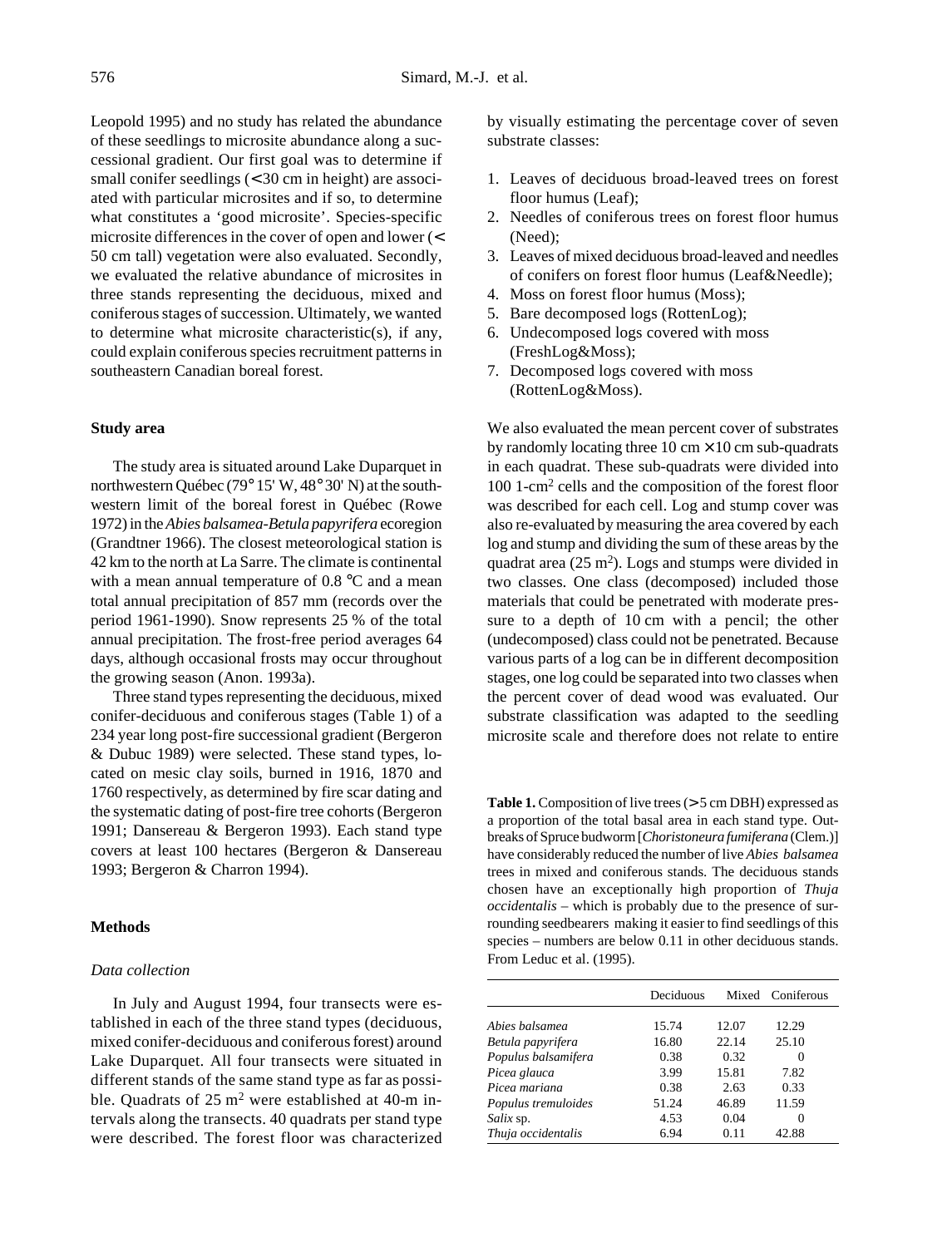Leopold 1995) and no study has related the abundance of these seedlings to microsite abundance along a successional gradient. Our first goal was to determine if small conifer seedlings (< 30 cm in height) are associated with particular microsites and if so, to determine what constitutes a 'good microsite'. Species-specific microsite differences in the cover of open and lower (< 50 cm tall) vegetation were also evaluated. Secondly, we evaluated the relative abundance of microsites in three stands representing the deciduous, mixed and coniferous stages of succession. Ultimately, we wanted to determine what microsite characteristic(s), if any, could explain coniferous species recruitment patterns in southeastern Canadian boreal forest.

## Study area

The study area is situated around Lake Duparquet in northwestern Québec (79° 15' W, 48° 30' N) at the southwestern limit of the boreal forest in Québec (Rowe 1972) in the *Abies balsamea-Betula papyrifera* ecoregion (Grandtner 1966). The closest meteorological station is 42 km to the north at La Sarre. The climate is continental with a mean annual temperature of 0.8 °C and a mean total annual precipitation of 857 mm (records over the period 1961-1990). Snow represents 25 % of the total annual precipitation. The frost-free period averages 64 days, although occasional frosts may occur throughout the growing season (Anon. 1993a).

Three stand types representing the deciduous, mixed conifer-deciduous and coniferous stages (Table 1) of a 234 year long post-fire successional gradient (Bergeron & Dubuc 1989) were selected. These stand types, located on mesic clay soils, burned in 1916, 1870 and 1760 respectively, as determined by fire scar dating and the systematic dating of post-fire tree cohorts (Bergeron 1991; Dansereau & Bergeron 1993). Each stand type covers at least 100 hectares (Bergeron & Dansereau 1993; Bergeron & Charron 1994).

## Methods

### Data collection

In July and August 1994, four transects were established in each of the three stand types (deciduous, mixed conifer-deciduous and coniferous forest) around Lake Duparquet. All four transects were situated in different stands of the same stand type as far as possible. Quadrats of 25 $m^2$ were established at 40-m intervals along the transects. 40 quadrats per stand type were described. The forest floor was characterized by visually estimating the percentage cover of seven substrate classes:

1. Leaves of deciduous broad-leaved trees on forest floor humus (Leaf);
2. Needles of coniferous trees on forest floor humus (Need);
3. Leaves of mixed deciduous broad-leaved and needles of conifers on forest floor humus (Leaf&Needle);
4. Moss on forest floor humus (Moss);
5. Bare decomposed logs (RottenLog);
6. Undecomposed logs covered with moss (FreshLog&Moss);
7. Decomposed logs covered with moss (RottenLog&Moss).

We also evaluated the mean percent cover of substrates by randomly locating three 10 cm × 10 cm sub-quadrats in each quadrat. These sub-quadrats were divided into 100 1-$cm^2$ cells and the composition of the forest floor was described for each cell. Log and stump cover was also re-evaluated by measuring the area covered by each log and stump and dividing the sum of these areas by the quadrat area (25 $m^2$). Logs and stumps were divided in two classes. One class (decomposed) included those materials that could be penetrated with moderate pressure to a depth of 10 cm with a pencil; the other (undecomposed) class could not be penetrated. Because various parts of a log can be in different decomposition stages, one log could be separated into two classes when the percent cover of dead wood was evaluated. Our substrate classification was adapted to the seedling microsite scale and therefore does not relate to entire

**Table 1.** Composition of live trees (> 5 cm DBH) expressed as a proportion of the total basal area in each stand type. Outbreaks of Spruce budworm [*Choristoneura fumiferana* (Clem.)] have considerably reduced the number of live *Abies balsamea* trees in mixed and coniferous stands. The deciduous stands chosen have an exceptionally high proportion of *Thuja occidentalis* – which is probably due to the presence of surrounding seedbearers making it easier to find seedlings of this species – numbers are below 0.11 in other deciduous stands. From Leduc et al. (1995).

| | Deciduous | Mixed | Coniferous |
|---|---|---|---|
| *Abies balsamea* | 15.74 | 12.07 | 12.29 |
| *Betula papyrifera* | 16.80 | 22.14 | 25.10 |
| *Populus balsamifera* | 0.38 | 0.32 | 0 |
| *Picea glauca* | 3.99 | 15.81 | 7.82 |
| *Picea mariana* | 0.38 | 2.63 | 0.33 |
| *Populus tremuloides* | 51.24 | 46.89 | 11.59 |
| *Salix* sp. | 4.53 | 0.04 | 0 |
| *Thuja occidentalis* | 6.94 | 0.11 | 42.88 |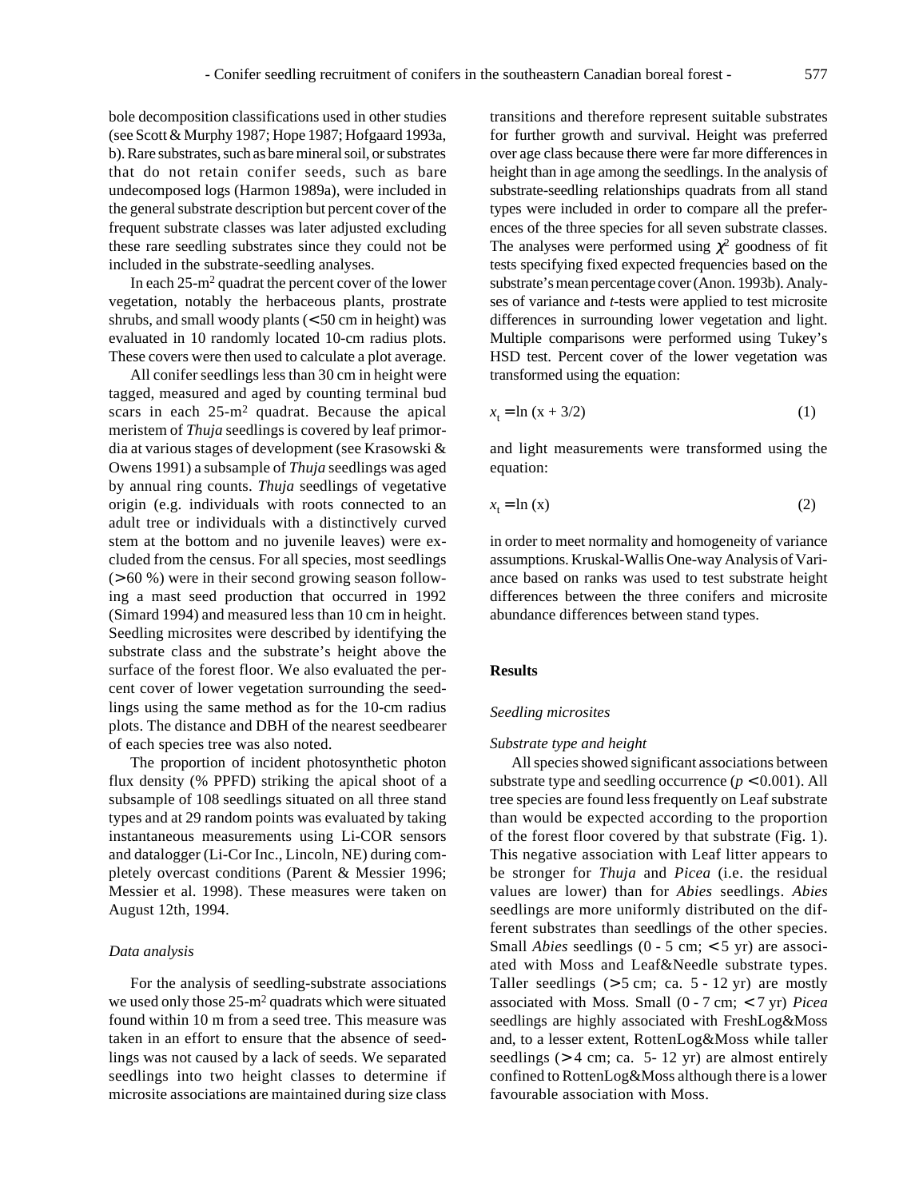bole decomposition classifications used in other studies (see Scott & Murphy 1987; Hope 1987; Hofgaard 1993a, b). Rare substrates, such as bare mineral soil, or substrates that do not retain conifer seeds, such as bare undecomposed logs (Harmon 1989a), were included in the general substrate description but percent cover of the frequent substrate classes was later adjusted excluding these rare seedling substrates since they could not be included in the substrate-seedling analyses.

In each 25-m$^2$ quadrat the percent cover of the lower vegetation, notably the herbaceous plants, prostrate shrubs, and small woody plants (< 50 cm in height) was evaluated in 10 randomly located 10-cm radius plots. These covers were then used to calculate a plot average.

All conifer seedlings less than 30 cm in height were tagged, measured and aged by counting terminal bud scars in each 25-m$^2$ quadrat. Because the apical meristem of *Thuja* seedlings is covered by leaf primordia at various stages of development (see Krasowski & Owens 1991) a subsample of *Thuja* seedlings was aged by annual ring counts. *Thuja* seedlings of vegetative origin (e.g. individuals with roots connected to an adult tree or individuals with a distinctively curved stem at the bottom and no juvenile leaves) were excluded from the census. For all species, most seedlings (> 60 %) were in their second growing season following a mast seed production that occurred in 1992 (Simard 1994) and measured less than 10 cm in height. Seedling microsites were described by identifying the substrate class and the substrate's height above the surface of the forest floor. We also evaluated the percent cover of lower vegetation surrounding the seedlings using the same method as for the 10-cm radius plots. The distance and DBH of the nearest seedbearer of each species tree was also noted.

The proportion of incident photosynthetic photon flux density (% PPFD) striking the apical shoot of a subsample of 108 seedlings situated on all three stand types and at 29 random points was evaluated by taking instantaneous measurements using Li-COR sensors and datalogger (Li-Cor Inc., Lincoln, NE) during completely overcast conditions (Parent & Messier 1996; Messier et al. 1998). These measures were taken on August 12th, 1994.

### *Data analysis*

For the analysis of seedling-substrate associations we used only those 25-m$^2$ quadrats which were situated found within 10 m from a seed tree. This measure was taken in an effort to ensure that the absence of seedlings was not caused by a lack of seeds. We separated seedlings into two height classes to determine if microsite associations are maintained during size class transitions and therefore represent suitable substrates for further growth and survival. Height was preferred over age class because there were far more differences in height than in age among the seedlings. In the analysis of substrate-seedling relationships quadrats from all stand types were included in order to compare all the preferences of the three species for all seven substrate classes. The analyses were performed using $\chi^2$ goodness of fit tests specifying fixed expected frequencies based on the substrate's mean percentage cover (Anon. 1993b). Analyses of variance and *t*-tests were applied to test microsite differences in surrounding lower vegetation and light. Multiple comparisons were performed using Tukey's HSD test. Percent cover of the lower vegetation was transformed using the equation:

$$x_t = \ln (x + 3/2) \qquad (1)$$

and light measurements were transformed using the equation:

$$x_t = \ln (x) \qquad (2)$$

in order to meet normality and homogeneity of variance assumptions. Kruskal-Wallis One-way Analysis of Variance based on ranks was used to test substrate height differences between the three conifers and microsite abundance differences between stand types.

## Results

### *Seedling microsites*

#### *Substrate type and height*

All species showed significant associations between substrate type and seedling occurrence ($p < 0.001$). All tree species are found less frequently on Leaf substrate than would be expected according to the proportion of the forest floor covered by that substrate (Fig. 1). This negative association with Leaf litter appears to be stronger for *Thuja* and *Picea* (i.e. the residual values are lower) than for *Abies* seedlings. *Abies* seedlings are more uniformly distributed on the different substrates than seedlings of the other species. Small *Abies* seedlings (0 - 5 cm; < 5 yr) are associated with Moss and Leaf&Needle substrate types. Taller seedlings (> 5 cm; ca. 5 - 12 yr) are mostly associated with Moss. Small (0 - 7 cm; < 7 yr) *Picea* seedlings are highly associated with FreshLog&Moss and, to a lesser extent, RottenLog&Moss while taller seedlings (> 4 cm; ca. 5- 12 yr) are almost entirely confined to RottenLog&Moss although there is a lower favourable association with Moss.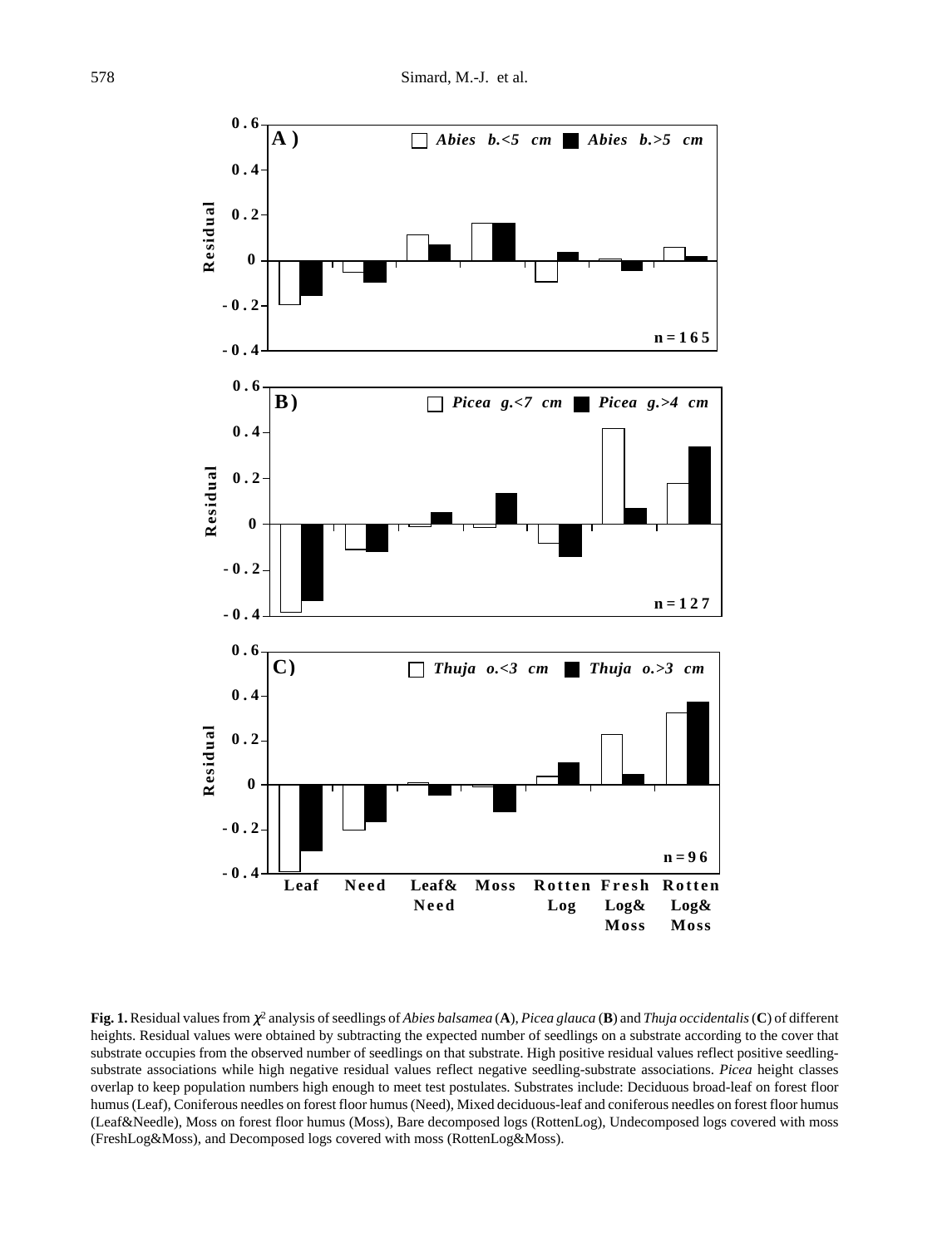**Fig. 1.** Residual values from $\chi^2$ analysis of seedlings of *Abies balsamea* (**A**), *Picea glauca* (**B**) and *Thuja occidentalis* (**C**) of different heights. Residual values were obtained by subtracting the expected number of seedlings on a substrate according to the cover that substrate occupies from the observed number of seedlings on that substrate. High positive residual values reflect positive seedling-substrate associations while high negative residual values reflect negative seedling-substrate associations. *Picea* height classes overlap to keep population numbers high enough to meet test postulates. Substrates include: Deciduous broad-leaf on forest floor humus (Leaf), Coniferous needles on forest floor humus (Need), Mixed deciduous-leaf and coniferous needles on forest floor humus (Leaf&Needle), Moss on forest floor humus (Moss), Bare decomposed logs (RottenLog), Undecomposed logs covered with moss (FreshLog&Moss), and Decomposed logs covered with moss (RottenLog&Moss).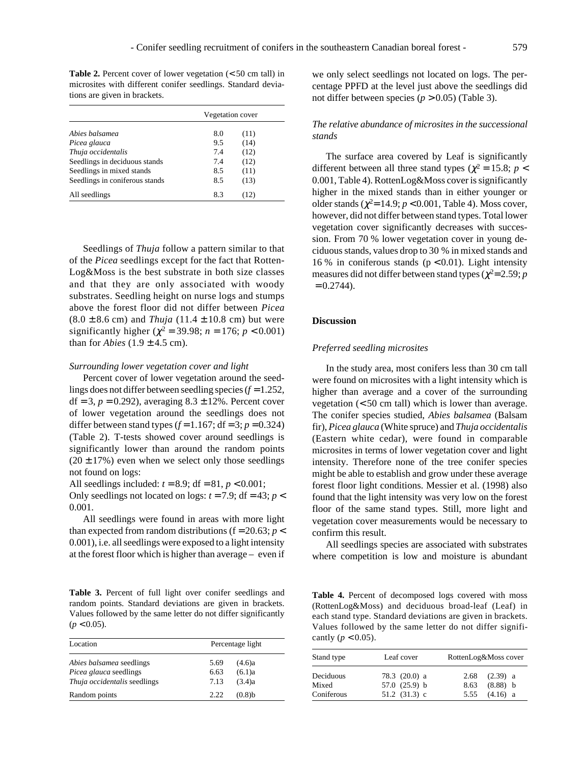**Table 2.** Percent cover of lower vegetation (< 50 cm tall) in microsites with different conifer seedlings. Standard deviations are given in brackets.

| | Vegetation cover | |
|---|---|---|
| *Abies balsamea* | 8.0 | (11) |
| *Picea glauca* | 9.5 | (14) |
| *Thuja occidentalis* | 7.4 | (12) |
| Seedlings in deciduous stands | 7.4 | (12) |
| Seedlings in mixed stands | 8.5 | (11) |
| Seedlings in coniferous stands | 8.5 | (13) |
| All seedlings | 8.3 | (12) |

Seedlings of *Thuja* follow a pattern similar to that of the *Picea* seedlings except for the fact that RottenLog&Moss is the best substrate in both size classes and that they are only associated with woody substrates. Seedling height on nurse logs and stumps above the forest floor did not differ between *Picea* (8.0 ± 8.6 cm) and *Thuja* (11.4 ± 10.8 cm) but were significantly higher ($\chi^2 = 39.98$; $n = 176$; $p < 0.001$) than for *Abies* (1.9 ± 4.5 cm).

*Surrounding lower vegetation cover and light*

Percent cover of lower vegetation around the seedlings does not differ between seedling species ($f = 1.252$, df = 3, $p = 0.292$), averaging 8.3 ± 12%. Percent cover of lower vegetation around the seedlings does not differ between stand types ($f = 1.167$; df = 3; $p = 0.324$) (Table 2). T-tests showed cover around seedlings is significantly lower than around the random points (20 ± 17%) even when we select only those seedlings not found on logs:

All seedlings included: $t = 8.9$; df = 81, $p < 0.001$;
Only seedlings not located on logs: $t = 7.9$; df = 43; $p < 0.001$.

All seedlings were found in areas with more light than expected from random distributions ($f = 20.63$; $p < 0.001$), i.e. all seedlings were exposed to a light intensity at the forest floor which is higher than average – even if we only select seedlings not located on logs. The percentage PPFD at the level just above the seedlings did not differ between species ($p > 0.05$) (Table 3).

**Table 3.** Percent of full light over conifer seedlings and random points. Standard deviations are given in brackets. Values followed by the same letter do not differ significantly ($p < 0.05$).

| Location | Percentage light | |
|---|---|---|
| *Abies balsamea* seedlings | 5.69 | (4.6)a |
| *Picea glauca* seedlings | 6.63 | (6.1)a |
| *Thuja occidentalis* seedlings | 7.13 | (3.4)a |
| Random points | 2.22 | (0.8)b |

*The relative abundance of microsites in the successional stands*

The surface area covered by Leaf is significantly different between all three stand types ($\chi^2 = 15.8$; $p < 0.001$, Table 4). RottenLog&Moss cover is significantly higher in the mixed stands than in either younger or older stands ($\chi^2 = 14.9$; $p < 0.001$, Table 4). Moss cover, however, did not differ between stand types. Total lower vegetation cover significantly decreases with succession. From 70 % lower vegetation cover in young deciduous stands, values drop to 30 % in mixed stands and 16 % in coniferous stands ($p < 0.01$). Light intensity measures did not differ between stand types ($\chi^2 = 2.59$; $p = 0.2744$).

## Discussion

*Preferred seedling microsites*

In the study area, most conifers less than 30 cm tall were found on microsites with a light intensity which is higher than average and a cover of the surrounding vegetation (< 50 cm tall) which is lower than average. The conifer species studied, *Abies balsamea* (Balsam fir), *Picea glauca* (White spruce) and *Thuja occidentalis* (Eastern white cedar), were found in comparable microsites in terms of lower vegetation cover and light intensity. Therefore none of the tree conifer species might be able to establish and grow under these average forest floor light conditions. Messier et al. (1998) also found that the light intensity was very low on the forest floor of the same stand types. Still, more light and vegetation cover measurements would be necessary to confirm this result.

All seedlings species are associated with substrates where competition is low and moisture is abundant

**Table 4.** Percent of decomposed logs covered with moss (RottenLog&Moss) and deciduous broad-leaf (Leaf) in each stand type. Standard deviations are given in brackets. Values followed by the same letter do not differ significantly ($p < 0.05$).

| Stand type | Leaf cover | RottenLog&Moss cover |
|---|---|---|
| Deciduous | 78.3 (20.0) a | 2.68 (2.39) a |
| Mixed | 57.0 (25.9) b | 8.63 (8.88) b |
| Coniferous | 51.2 (31.3) c | 5.55 (4.16) a |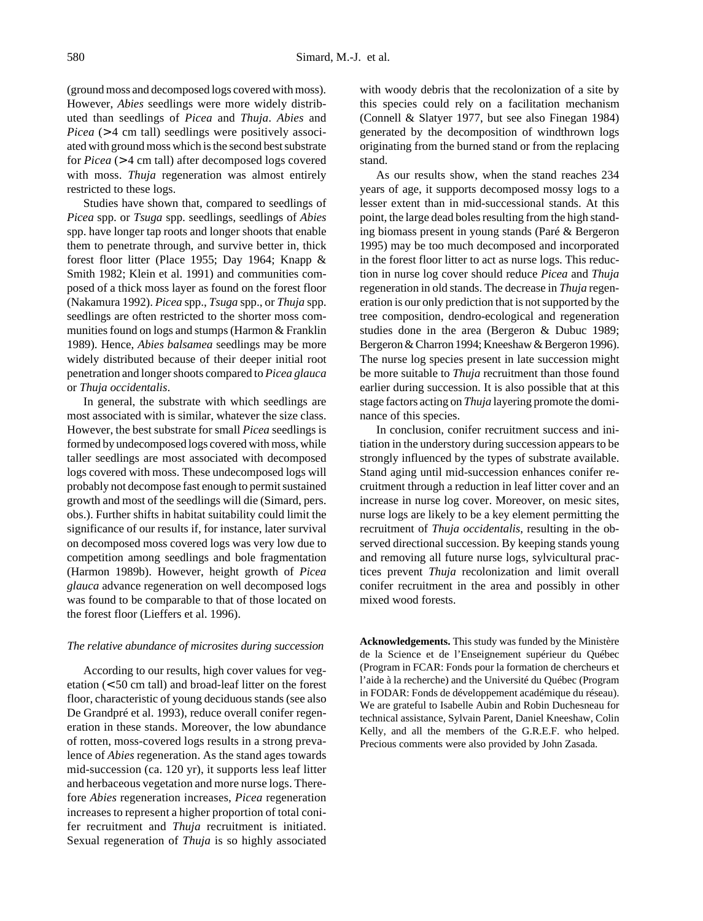(ground moss and decomposed logs covered with moss). However, *Abies* seedlings were more widely distributed than seedlings of *Picea* and *Thuja*. *Abies* and *Picea* (> 4 cm tall) seedlings were positively associated with ground moss which is the second best substrate for *Picea* (> 4 cm tall) after decomposed logs covered with moss. *Thuja* regeneration was almost entirely restricted to these logs.

Studies have shown that, compared to seedlings of *Picea* spp. or *Tsuga* spp. seedlings, seedlings of *Abies* spp. have longer tap roots and longer shoots that enable them to penetrate through, and survive better in, thick forest floor litter (Place 1955; Day 1964; Knapp & Smith 1982; Klein et al. 1991) and communities composed of a thick moss layer as found on the forest floor (Nakamura 1992). *Picea* spp., *Tsuga* spp., or *Thuja* spp. seedlings are often restricted to the shorter moss communities found on logs and stumps (Harmon & Franklin 1989). Hence, *Abies balsamea* seedlings may be more widely distributed because of their deeper initial root penetration and longer shoots compared to *Picea glauca* or *Thuja occidentalis*.

In general, the substrate with which seedlings are most associated with is similar, whatever the size class. However, the best substrate for small *Picea* seedlings is formed by undecomposed logs covered with moss, while taller seedlings are most associated with decomposed logs covered with moss. These undecomposed logs will probably not decompose fast enough to permit sustained growth and most of the seedlings will die (Simard, pers. obs.). Further shifts in habitat suitability could limit the significance of our results if, for instance, later survival on decomposed moss covered logs was very low due to competition among seedlings and bole fragmentation (Harmon 1989b). However, height growth of *Picea glauca* advance regeneration on well decomposed logs was found to be comparable to that of those located on the forest floor (Lieffers et al. 1996).

### *The relative abundance of microsites during succession*

According to our results, high cover values for vegetation (< 50 cm tall) and broad-leaf litter on the forest floor, characteristic of young deciduous stands (see also De Grandpré et al. 1993), reduce overall conifer regeneration in these stands. Moreover, the low abundance of rotten, moss-covered logs results in a strong prevalence of *Abies* regeneration. As the stand ages towards mid-succession (ca. 120 yr), it supports less leaf litter and herbaceous vegetation and more nurse logs. Therefore *Abies* regeneration increases, *Picea* regeneration increases to represent a higher proportion of total conifer recruitment and *Thuja* recruitment is initiated. Sexual regeneration of *Thuja* is so highly associated with woody debris that the recolonization of a site by this species could rely on a facilitation mechanism (Connell & Slatyer 1977, but see also Finegan 1984) generated by the decomposition of windthrown logs originating from the burned stand or from the replacing stand.

As our results show, when the stand reaches 234 years of age, it supports decomposed mossy logs to a lesser extent than in mid-successional stands. At this point, the large dead boles resulting from the high standing biomass present in young stands (Paré & Bergeron 1995) may be too much decomposed and incorporated in the forest floor litter to act as nurse logs. This reduction in nurse log cover should reduce *Picea* and *Thuja* regeneration in old stands. The decrease in *Thuja* regeneration is our only prediction that is not supported by the tree composition, dendro-ecological and regeneration studies done in the area (Bergeron & Dubuc 1989; Bergeron & Charron 1994; Kneeshaw & Bergeron 1996). The nurse log species present in late succession might be more suitable to *Thuja* recruitment than those found earlier during succession. It is also possible that at this stage factors acting on *Thuja* layering promote the dominance of this species.

In conclusion, conifer recruitment success and initiation in the understory during succession appears to be strongly influenced by the types of substrate available. Stand aging until mid-succession enhances conifer recruitment through a reduction in leaf litter cover and an increase in nurse log cover. Moreover, on mesic sites, nurse logs are likely to be a key element permitting the recruitment of *Thuja occidentalis*, resulting in the observed directional succession. By keeping stands young and removing all future nurse logs, sylvicultural practices prevent *Thuja* recolonization and limit overall conifer recruitment in the area and possibly in other mixed wood forests.

**Acknowledgements.** This study was funded by the Ministère de la Science et de l'Enseignement supérieur du Québec (Program in FCAR: Fonds pour la formation de chercheurs et l'aide à la recherche) and the Université du Québec (Program in FODAR: Fonds de développement académique du réseau). We are grateful to Isabelle Aubin and Robin Duchesneau for technical assistance, Sylvain Parent, Daniel Kneeshaw, Colin Kelly, and all the members of the G.R.E.F. who helped. Precious comments were also provided by John Zasada.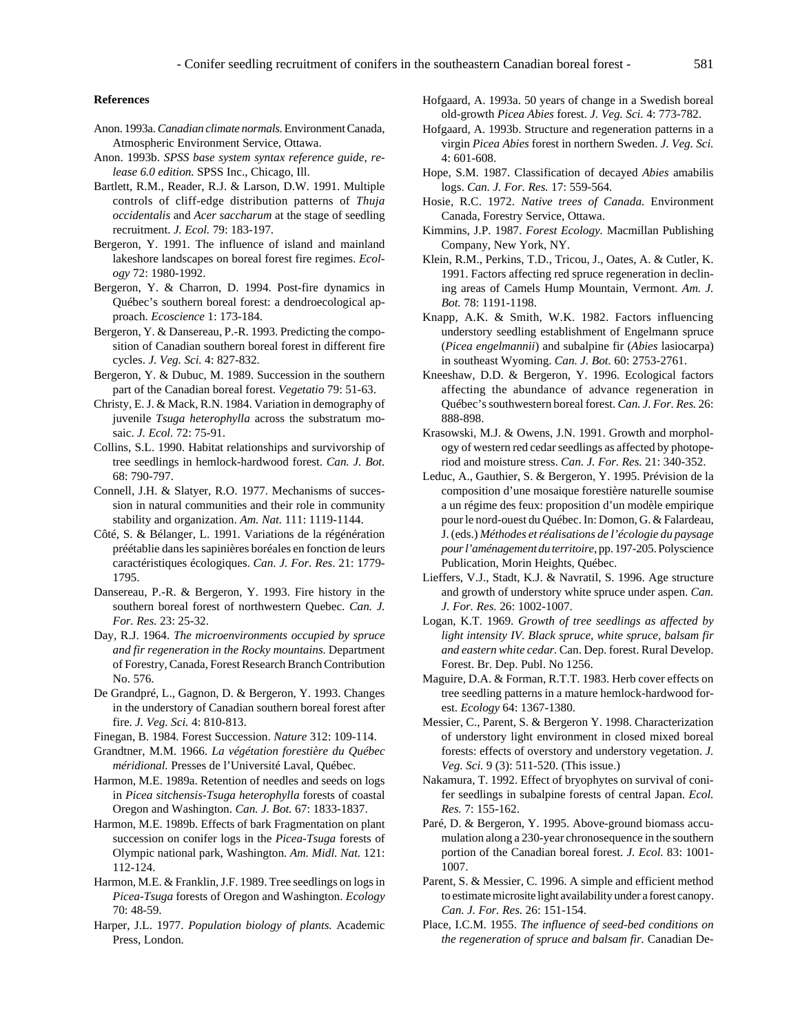**References**

Anon. 1993a. *Canadian climate normals.* Environment Canada, Atmospheric Environment Service, Ottawa.

Anon. 1993b. *SPSS base system syntax reference guide, release 6.0 edition.* SPSS Inc., Chicago, Ill.

Bartlett, R.M., Reader, R.J. & Larson, D.W. 1991. Multiple controls of cliff-edge distribution patterns of *Thuja occidentalis* and *Acer saccharum* at the stage of seedling recruitment. *J. Ecol.* 79: 183-197.

Bergeron, Y. 1991. The influence of island and mainland lakeshore landscapes on boreal forest fire regimes. *Ecology* 72: 1980-1992.

Bergeron, Y. & Charron, D. 1994. Post-fire dynamics in Québec's southern boreal forest: a dendroecological approach. *Ecoscience* 1: 173-184.

Bergeron, Y. & Dansereau, P.-R. 1993. Predicting the composition of Canadian southern boreal forest in different fire cycles. *J. Veg. Sci.* 4: 827-832.

Bergeron, Y. & Dubuc, M. 1989. Succession in the southern part of the Canadian boreal forest. *Vegetatio* 79: 51-63.

Christy, E. J. & Mack, R.N. 1984. Variation in demography of juvenile *Tsuga heterophylla* across the substratum mosaic. *J. Ecol.* 72: 75-91.

Collins, S.L. 1990. Habitat relationships and survivorship of tree seedlings in hemlock-hardwood forest. *Can. J. Bot.* 68: 790-797.

Connell, J.H. & Slatyer, R.O. 1977. Mechanisms of succession in natural communities and their role in community stability and organization. *Am. Nat.* 111: 1119-1144.

Côté, S. & Bélanger, L. 1991. Variations de la régénération préétablie dans les sapinières boréales en fonction de leurs caractéristiques écologiques. *Can. J. For. Res.* 21: 1779-1795.

Dansereau, P.-R. & Bergeron, Y. 1993. Fire history in the southern boreal forest of northwestern Quebec. *Can. J. For. Res.* 23: 25-32.

Day, R.J. 1964. *The microenvironments occupied by spruce and fir regeneration in the Rocky mountains.* Department of Forestry, Canada, Forest Research Branch Contribution No. 576.

De Grandpré, L., Gagnon, D. & Bergeron, Y. 1993. Changes in the understory of Canadian southern boreal forest after fire. *J. Veg. Sci.* 4: 810-813.

Finegan, B. 1984. Forest Succession. *Nature* 312: 109-114.

Grandtner, M.M. 1966. *La végétation forestière du Québec méridional.* Presses de l'Université Laval, Québec.

Harmon, M.E. 1989a. Retention of needles and seeds on logs in *Picea sitchensis-Tsuga heterophylla* forests of coastal Oregon and Washington. *Can. J. Bot.* 67: 1833-1837.

Harmon, M.E. 1989b. Effects of bark Fragmentation on plant succession on conifer logs in the *Picea-Tsuga* forests of Olympic national park, Washington. *Am. Midl. Nat.* 121: 112-124.

Harmon, M.E. & Franklin, J.F. 1989. Tree seedlings on logs in *Picea-Tsuga* forests of Oregon and Washington. *Ecology* 70: 48-59.

Harper, J.L. 1977. *Population biology of plants.* Academic Press, London.

Hofgaard, A. 1993a. 50 years of change in a Swedish boreal old-growth *Picea Abies* forest. *J. Veg. Sci.* 4: 773-782.

Hofgaard, A. 1993b. Structure and regeneration patterns in a virgin *Picea Abies* forest in northern Sweden. *J. Veg. Sci.* 4: 601-608.

Hope, S.M. 1987. Classification of decayed *Abies* amabilis logs. *Can. J. For. Res.* 17: 559-564.

Hosie, R.C. 1972. *Native trees of Canada.* Environment Canada, Forestry Service, Ottawa.

Kimmins, J.P. 1987. *Forest Ecology.* Macmillan Publishing Company, New York, NY.

Klein, R.M., Perkins, T.D., Tricou, J., Oates, A. & Cutler, K. 1991. Factors affecting red spruce regeneration in declining areas of Camels Hump Mountain, Vermont. *Am. J. Bot.* 78: 1191-1198.

Knapp, A.K. & Smith, W.K. 1982. Factors influencing understory seedling establishment of Engelmann spruce (*Picea engelmannii*) and subalpine fir (*Abies* lasiocarpa) in southeast Wyoming. *Can. J. Bot.* 60: 2753-2761.

Kneeshaw, D.D. & Bergeron, Y. 1996. Ecological factors affecting the abundance of advance regeneration in Québec's southwestern boreal forest. *Can. J. For. Res.* 26: 888-898.

Krasowski, M.J. & Owens, J.N. 1991. Growth and morphology of western red cedar seedlings as affected by photoperiod and moisture stress. *Can. J. For. Res.* 21: 340-352.

Leduc, A., Gauthier, S. & Bergeron, Y. 1995. Prévision de la composition d'une mosaique forestière naturelle soumise a un régime des feux: proposition d'un modèle empirique pour le nord-ouest du Québec. In: Domon, G. & Falardeau, J. (eds.) *Méthodes et réalisations de l'écologie du paysage pour l'aménagement du territoire*, pp. 197-205. Polyscience Publication, Morin Heights, Québec.

Lieffers, V.J., Stadt, K.J. & Navratil, S. 1996. Age structure and growth of understory white spruce under aspen. *Can. J. For. Res.* 26: 1002-1007.

Logan, K.T. 1969. *Growth of tree seedlings as affected by light intensity IV. Black spruce, white spruce, balsam fir and eastern white cedar.* Can. Dep. forest. Rural Develop. Forest. Br. Dep. Publ. No 1256.

Maguire, D.A. & Forman, R.T.T. 1983. Herb cover effects on tree seedling patterns in a mature hemlock-hardwood forest. *Ecology* 64: 1367-1380.

Messier, C., Parent, S. & Bergeron Y. 1998. Characterization of understory light environment in closed mixed boreal forests: effects of overstory and understory vegetation. *J. Veg. Sci.* 9 (3): 511-520. (This issue.)

Nakamura, T. 1992. Effect of bryophytes on survival of conifer seedlings in subalpine forests of central Japan. *Ecol. Res.* 7: 155-162.

Paré, D. & Bergeron, Y. 1995. Above-ground biomass accumulation along a 230-year chronosequence in the southern portion of the Canadian boreal forest. *J. Ecol.* 83: 1001-1007.

Parent, S. & Messier, C. 1996. A simple and efficient method to estimate microsite light availability under a forest canopy. *Can. J. For. Res.* 26: 151-154.

Place, I.C.M. 1955. *The influence of seed-bed conditions on the regeneration of spruce and balsam fir.* Canadian De-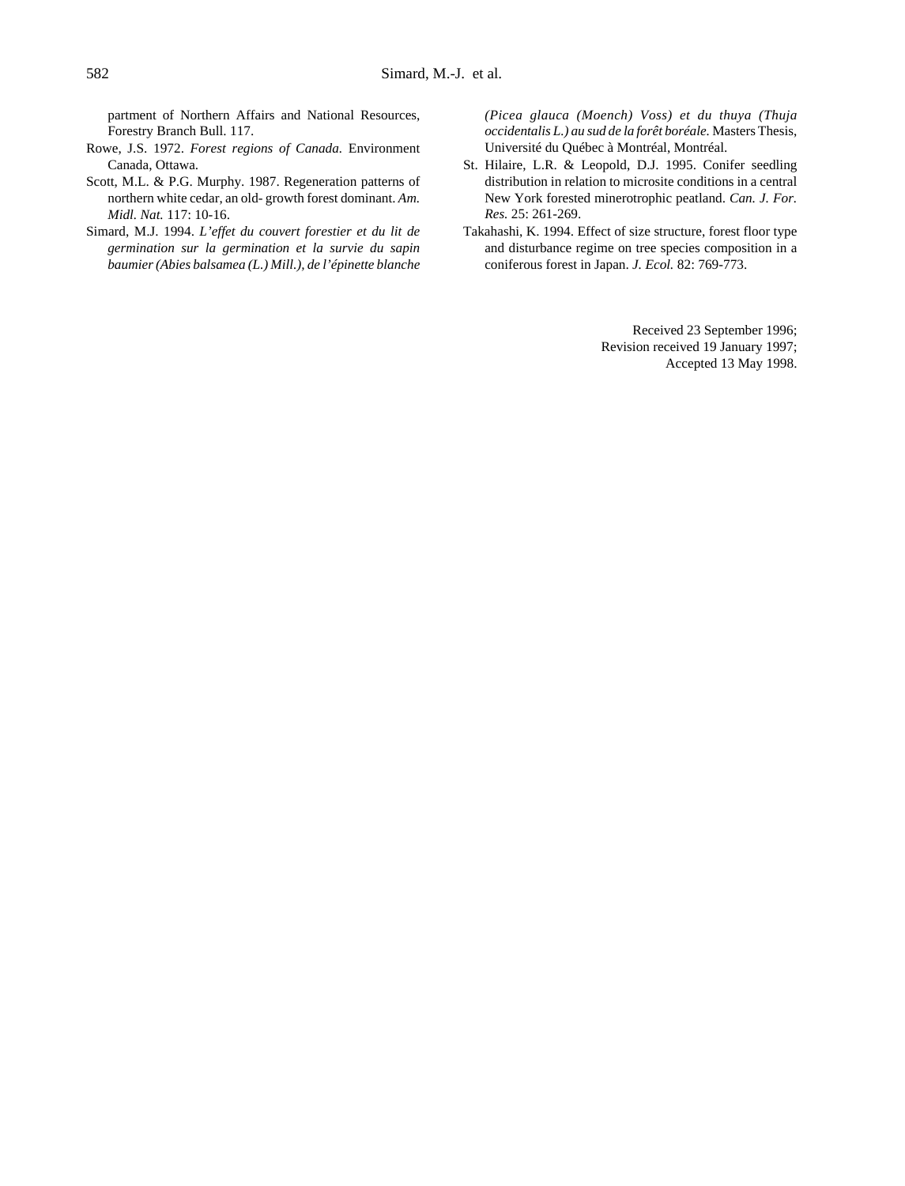partment of Northern Affairs and National Resources, Forestry Branch Bull. 117.

Rowe, J.S. 1972. *Forest regions of Canada.* Environment Canada, Ottawa.

Scott, M.L. & P.G. Murphy. 1987. Regeneration patterns of northern white cedar, an old- growth forest dominant. *Am. Midl. Nat.* 117: 10-16.

Simard, M.J. 1994. *L'effet du couvert forestier et du lit de germination sur la germination et la survie du sapin baumier (Abies balsamea (L.) Mill.), de l'épinette blanche (Picea glauca (Moench) Voss) et du thuya (Thuja occidentalis L.) au sud de la forêt boréale.* Masters Thesis, Université du Québec à Montréal, Montréal.

St. Hilaire, L.R. & Leopold, D.J. 1995. Conifer seedling distribution in relation to microsite conditions in a central New York forested minerotrophic peatland. *Can. J. For. Res.* 25: 261-269.

Takahashi, K. 1994. Effect of size structure, forest floor type and disturbance regime on tree species composition in a coniferous forest in Japan. *J. Ecol.* 82: 769-773.

Received 23 September 1996;
Revision received 19 January 1997;
Accepted 13 May 1998.